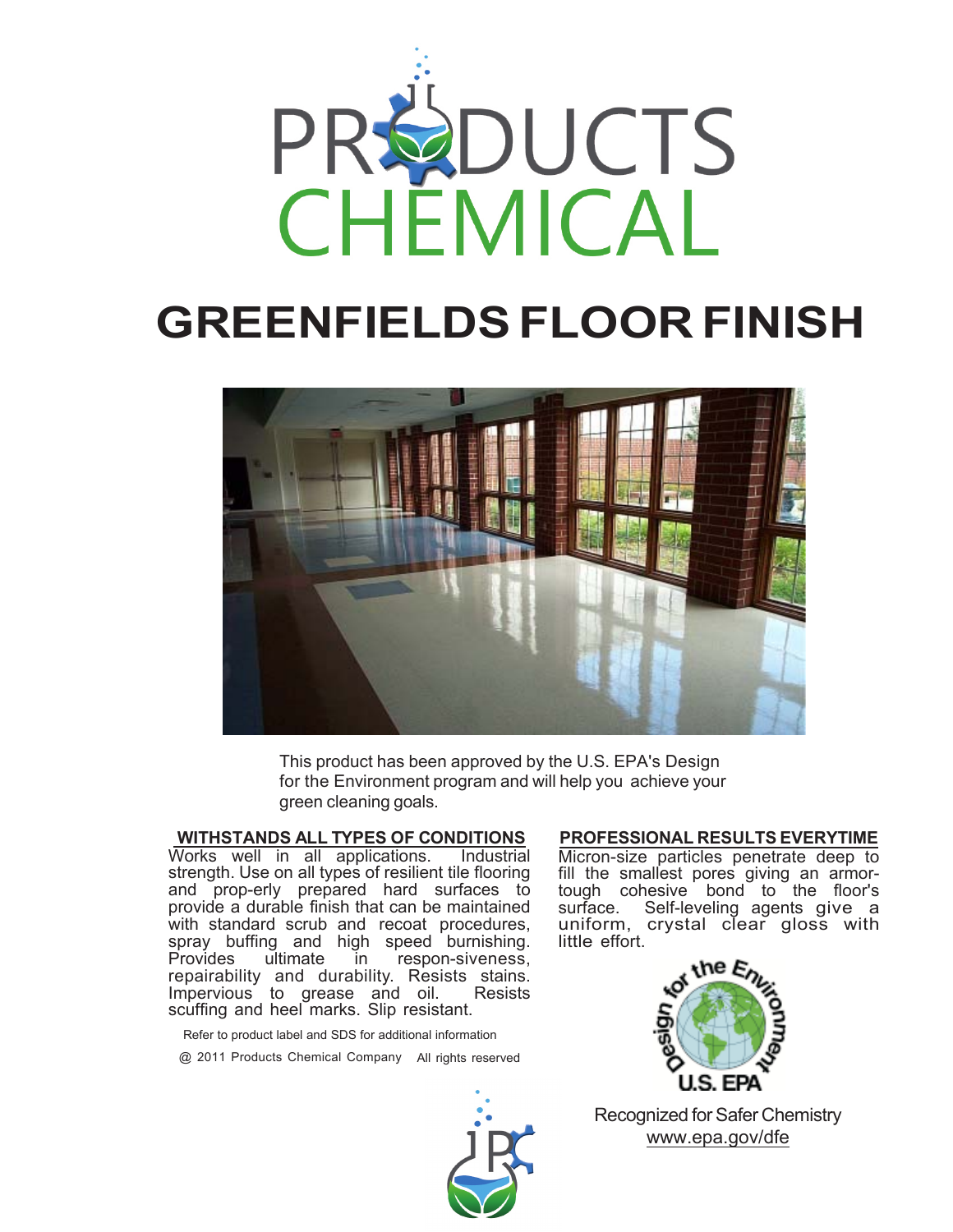# PRODUCTS CHEMICAL

# GREENFIELDS FLOOR FINISH

This product has been approved by the U.S. EPA's Design for the Environment program and will help you achieve your green cleaning goals.

## WITHSTANDS ALL TYPES OF CONDITIONS

Works well in all applications. Industrial strength. Use on all types of resilient tile flooring and prop-erly prepared hard surfaces to provide a durable finish that can be maintained with standard scrub and recoat procedures, spray buffing and high speed burnishing. Provides ultimate in respon-siveness, repairability and durability. Resists stains. Impervious to grease and oil. Resists scuffing and heel marks. Slip resistant.

Refer to product label and SDS for additional information

@ 2011 Products Chemical Company All rights reserved

## PROFESSIONAL RESULTS EVERYTIME

Micron-size particles penetrate deep to fill the smallest pores giving an armor-tough cohesive bond to the floor's surface. Self-leveling agents give a uniform, crystal clear gloss with little effort.

Design for the Environment U.S. EPA

Recognized for Safer Chemistry
www.epa.gov/dfe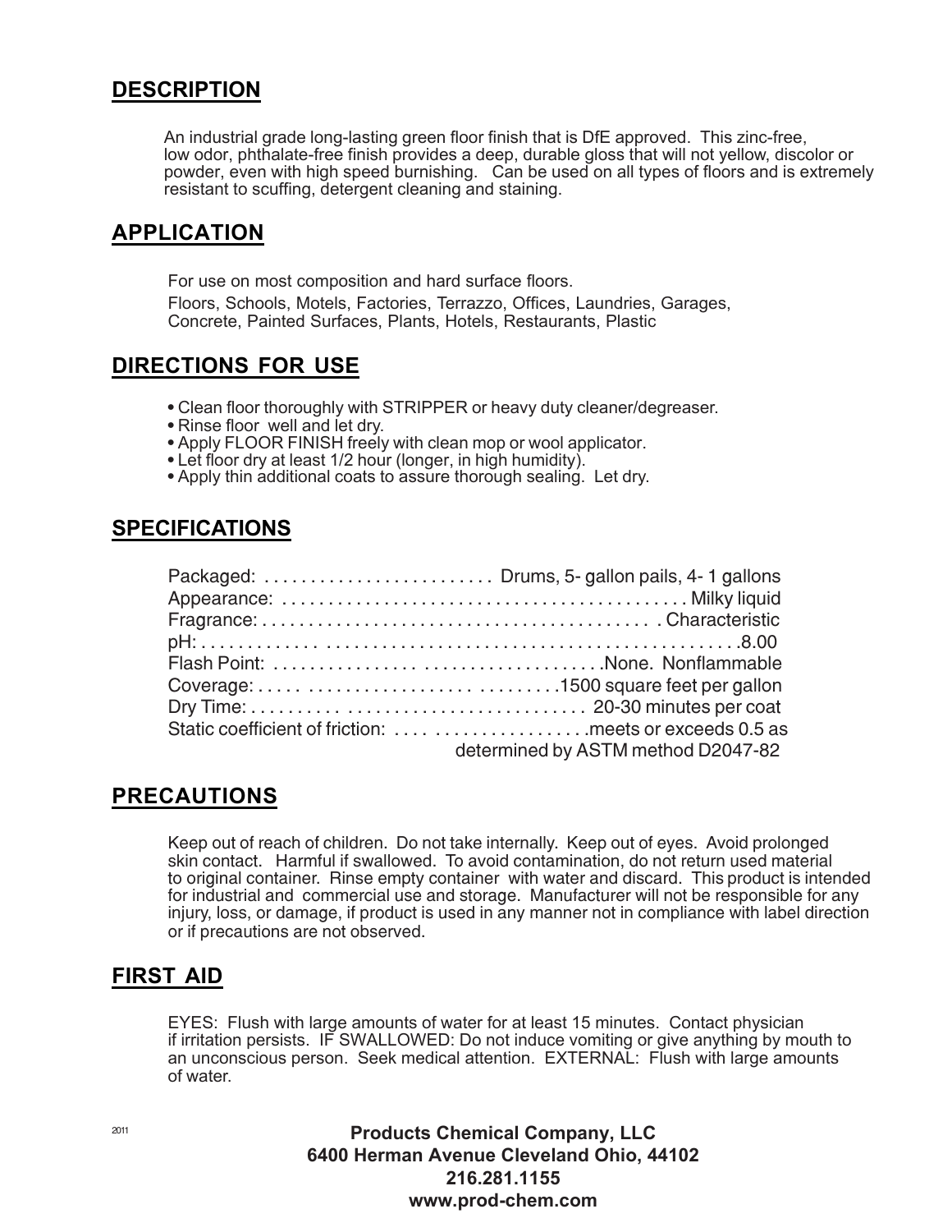## DESCRIPTION

An industrial grade long-lasting green floor finish that is DfE approved. This zinc-free, low odor, phthalate-free finish provides a deep, durable gloss that will not yellow, discolor or powder, even with high speed burnishing. Can be used on all types of floors and is extremely resistant to scuffing, detergent cleaning and staining.

## APPLICATION

For use on most composition and hard surface floors.
Floors, Schools, Motels, Factories, Terrazzo, Offices, Laundries, Garages, Concrete, Painted Surfaces, Plants, Hotels, Restaurants, Plastic

## DIRECTIONS FOR USE

- Clean floor thoroughly with STRIPPER or heavy duty cleaner/degreaser.
- Rinse floor well and let dry.
- Apply FLOOR FINISH freely with clean mop or wool applicator.
- Let floor dry at least 1/2 hour (longer, in high humidity).
- Apply thin additional coats to assure thorough sealing. Let dry.

## SPECIFICATIONS

| | |
|---|---|
| Packaged: | Drums, 5- gallon pails, 4- 1 gallons |
| Appearance: | Milky liquid |
| Fragrance: | Characteristic |
| pH: | 8.00 |
| Flash Point: | None. Nonflammable |
| Coverage: | 1500 square feet per gallon |
| Dry Time: | 20-30 minutes per coat |
| Static coefficient of friction: | meets or exceeds 0.5 as determined by ASTM method D2047-82 |

## PRECAUTIONS

Keep out of reach of children. Do not take internally. Keep out of eyes. Avoid prolonged skin contact. Harmful if swallowed. To avoid contamination, do not return used material to original container. Rinse empty container with water and discard. This product is intended for industrial and commercial use and storage. Manufacturer will not be responsible for any injury, loss, or damage, if product is used in any manner not in compliance with label direction or if precautions are not observed.

## FIRST AID

EYES: Flush with large amounts of water for at least 15 minutes. Contact physician if irritation persists. IF SWALLOWED: Do not induce vomiting or give anything by mouth to an unconscious person. Seek medical attention. EXTERNAL: Flush with large amounts of water.

2011

**Products Chemical Company, LLC**
**6400 Herman Avenue Cleveland Ohio, 44102**
**216.281.1155**
**www.prod-chem.com**